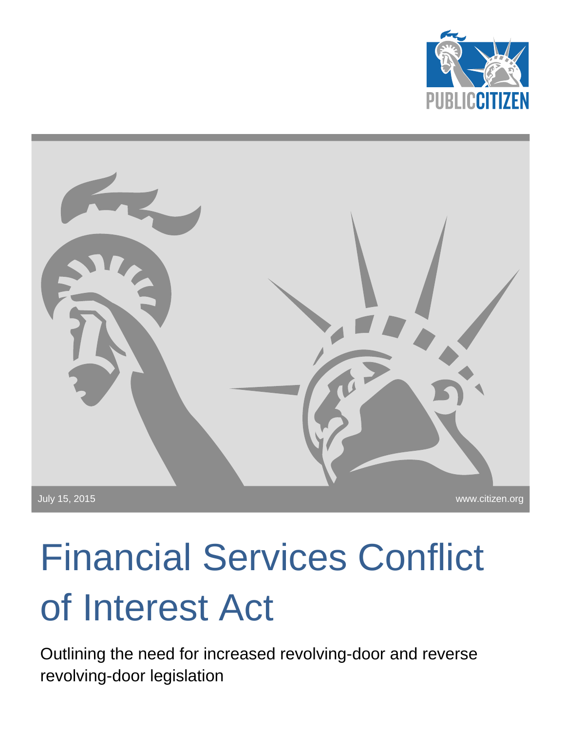PUBLIC CITIZEN

July 15, 2015

www.citizen.org

# Financial Services Conflict of Interest Act

Outlining the need for increased revolving-door and reverse revolving-door legislation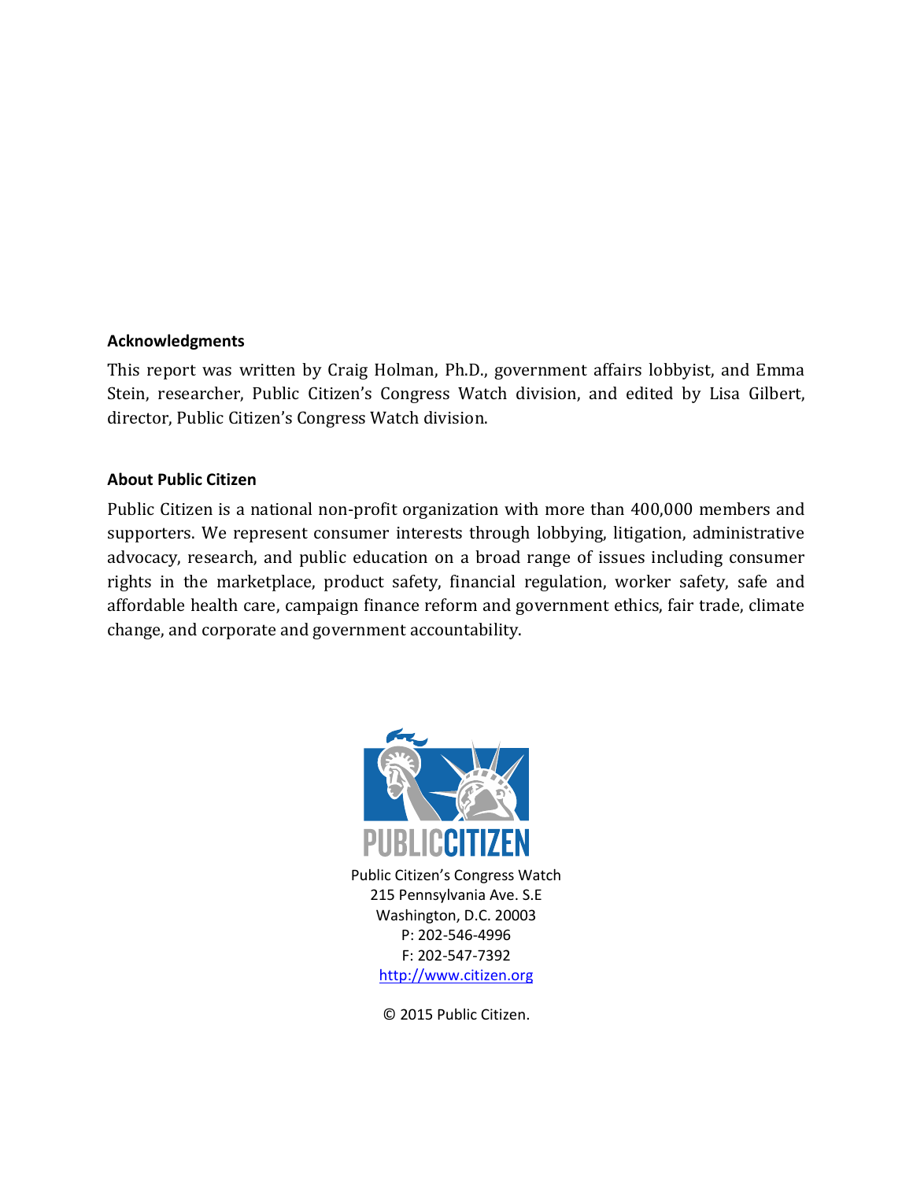**Acknowledgments**

This report was written by Craig Holman, Ph.D., government affairs lobbyist, and Emma Stein, researcher, Public Citizen's Congress Watch division, and edited by Lisa Gilbert, director, Public Citizen's Congress Watch division.

**About Public Citizen**

Public Citizen is a national non-profit organization with more than 400,000 members and supporters. We represent consumer interests through lobbying, litigation, administrative advocacy, research, and public education on a broad range of issues including consumer rights in the marketplace, product safety, financial regulation, worker safety, safe and affordable health care, campaign finance reform and government ethics, fair trade, climate change, and corporate and government accountability.

PUBLIC CITIZEN

Public Citizen's Congress Watch
215 Pennsylvania Ave. S.E
Washington, D.C. 20003
P: 202-546-4996
F: 202-547-7392
http://www.citizen.org

© 2015 Public Citizen.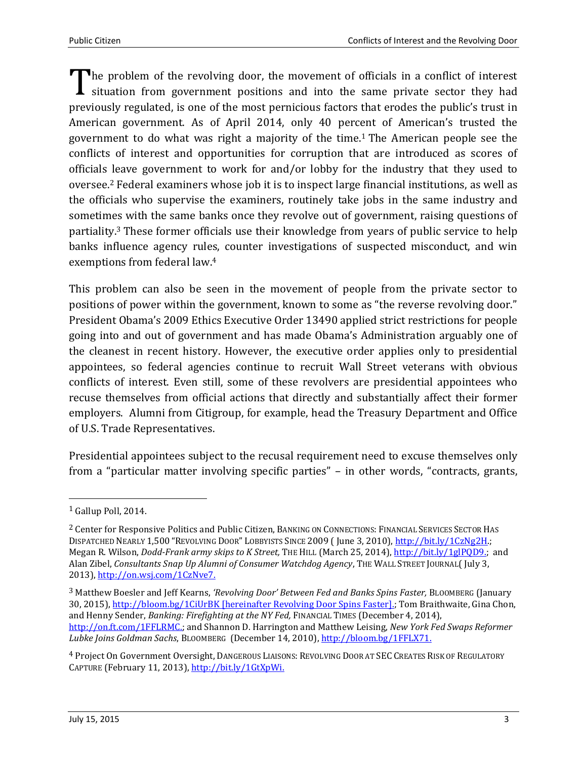The problem of the revolving door, the movement of officials in a conflict of interest situation from government positions and into the same private sector they had previously regulated, is one of the most pernicious factors that erodes the public's trust in American government. As of April 2014, only 40 percent of American's trusted the government to do what was right a majority of the time.[1] The American people see the conflicts of interest and opportunities for corruption that are introduced as scores of officials leave government to work for and/or lobby for the industry that they used to oversee.[2] Federal examiners whose job it is to inspect large financial institutions, as well as the officials who supervise the examiners, routinely take jobs in the same industry and sometimes with the same banks once they revolve out of government, raising questions of partiality.[3] These former officials use their knowledge from years of public service to help banks influence agency rules, counter investigations of suspected misconduct, and win exemptions from federal law.[4]

This problem can also be seen in the movement of people from the private sector to positions of power within the government, known to some as "the reverse revolving door." President Obama's 2009 Ethics Executive Order 13490 applied strict restrictions for people going into and out of government and has made Obama's Administration arguably one of the cleanest in recent history. However, the executive order applies only to presidential appointees, so federal agencies continue to recruit Wall Street veterans with obvious conflicts of interest. Even still, some of these revolvers are presidential appointees who recuse themselves from official actions that directly and substantially affect their former employers. Alumni from Citigroup, for example, head the Treasury Department and Office of U.S. Trade Representatives.

Presidential appointees subject to the recusal requirement need to excuse themselves only from a "particular matter involving specific parties" – in other words, "contracts, grants,

---

[1] Gallup Poll, 2014.

[2] Center for Responsive Politics and Public Citizen, BANKING ON CONNECTIONS: FINANCIAL SERVICES SECTOR HAS DISPATCHED NEARLY 1,500 "REVOLVING DOOR" LOBBYISTS SINCE 2009 ( June 3, 2010), http://bit.ly/1CzNg2H.; Megan R. Wilson, *Dodd-Frank army skips to K Street,* THE HILL (March 25, 2014), http://bit.ly/1glPQD9.; and Alan Zibel, *Consultants Snap Up Alumni of Consumer Watchdog Agency*, THE WALL STREET JOURNAL( July 3, 2013), http://on.wsj.com/1CzNve7.

[3] Matthew Boesler and Jeff Kearns, *'Revolving Door' Between Fed and Banks Spins Faster,* BLOOMBERG (January 30, 2015), http://bloom.bg/1CiUrBK [hereinafter Revolving Door Spins Faster].; Tom Braithwaite, Gina Chon, and Henny Sender, *Banking: Firefighting at the NY Fed,* FINANCIAL TIMES (December 4, 2014), http://on.ft.com/1FFLRMC.; and Shannon D. Harrington and Matthew Leising, *New York Fed Swaps Reformer Lubke Joins Goldman Sachs*, BLOOMBERG (December 14, 2010), http://bloom.bg/1FFLX71.

[4] Project On Government Oversight, DANGEROUS LIAISONS: REVOLVING DOOR AT SEC CREATES RISK OF REGULATORY CAPTURE (February 11, 2013), http://bit.ly/1GtXpWi.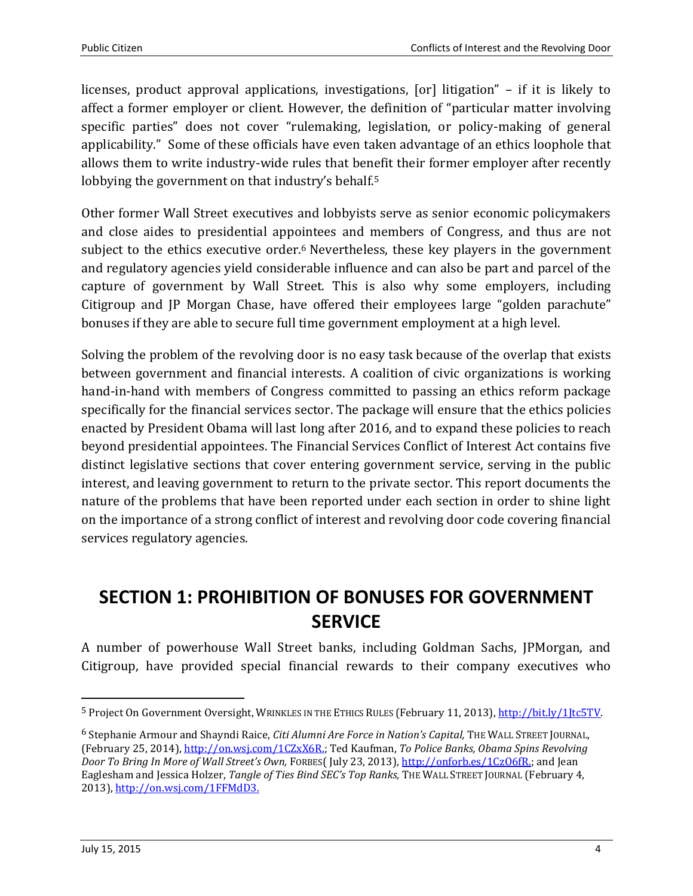licenses, product approval applications, investigations, [or] litigation" – if it is likely to affect a former employer or client. However, the definition of "particular matter involving specific parties" does not cover "rulemaking, legislation, or policy-making of general applicability." Some of these officials have even taken advantage of an ethics loophole that allows them to write industry-wide rules that benefit their former employer after recently lobbying the government on that industry's behalf.[5]

Other former Wall Street executives and lobbyists serve as senior economic policymakers and close aides to presidential appointees and members of Congress, and thus are not subject to the ethics executive order.[6] Nevertheless, these key players in the government and regulatory agencies yield considerable influence and can also be part and parcel of the capture of government by Wall Street. This is also why some employers, including Citigroup and JP Morgan Chase, have offered their employees large "golden parachute" bonuses if they are able to secure full time government employment at a high level.

Solving the problem of the revolving door is no easy task because of the overlap that exists between government and financial interests. A coalition of civic organizations is working hand-in-hand with members of Congress committed to passing an ethics reform package specifically for the financial services sector. The package will ensure that the ethics policies enacted by President Obama will last long after 2016, and to expand these policies to reach beyond presidential appointees. The Financial Services Conflict of Interest Act contains five distinct legislative sections that cover entering government service, serving in the public interest, and leaving government to return to the private sector. This report documents the nature of the problems that have been reported under each section in order to shine light on the importance of a strong conflict of interest and revolving door code covering financial services regulatory agencies.

## SECTION 1: PROHIBITION OF BONUSES FOR GOVERNMENT SERVICE

A number of powerhouse Wall Street banks, including Goldman Sachs, JPMorgan, and Citigroup, have provided special financial rewards to their company executives who

---

[5] Project On Government Oversight, WRINKLES IN THE ETHICS RULES (February 11, 2013), http://bit.ly/1Jtc5TV.

[6] Stephanie Armour and Shayndi Raice, *Citi Alumni Are Force in Nation's Capital,* THE WALL STREET JOURNAL, (February 25, 2014), http://on.wsj.com/1CZxX6R.; Ted Kaufman, *To Police Banks, Obama Spins Revolving Door To Bring In More of Wall Street's Own,* FORBES( July 23, 2013), http://onforb.es/1CzO6fR.; and Jean Eaglesham and Jessica Holzer, *Tangle of Ties Bind SEC's Top Ranks,* THE WALL STREET JOURNAL (February 4, 2013), http://on.wsj.com/1FFMdD3.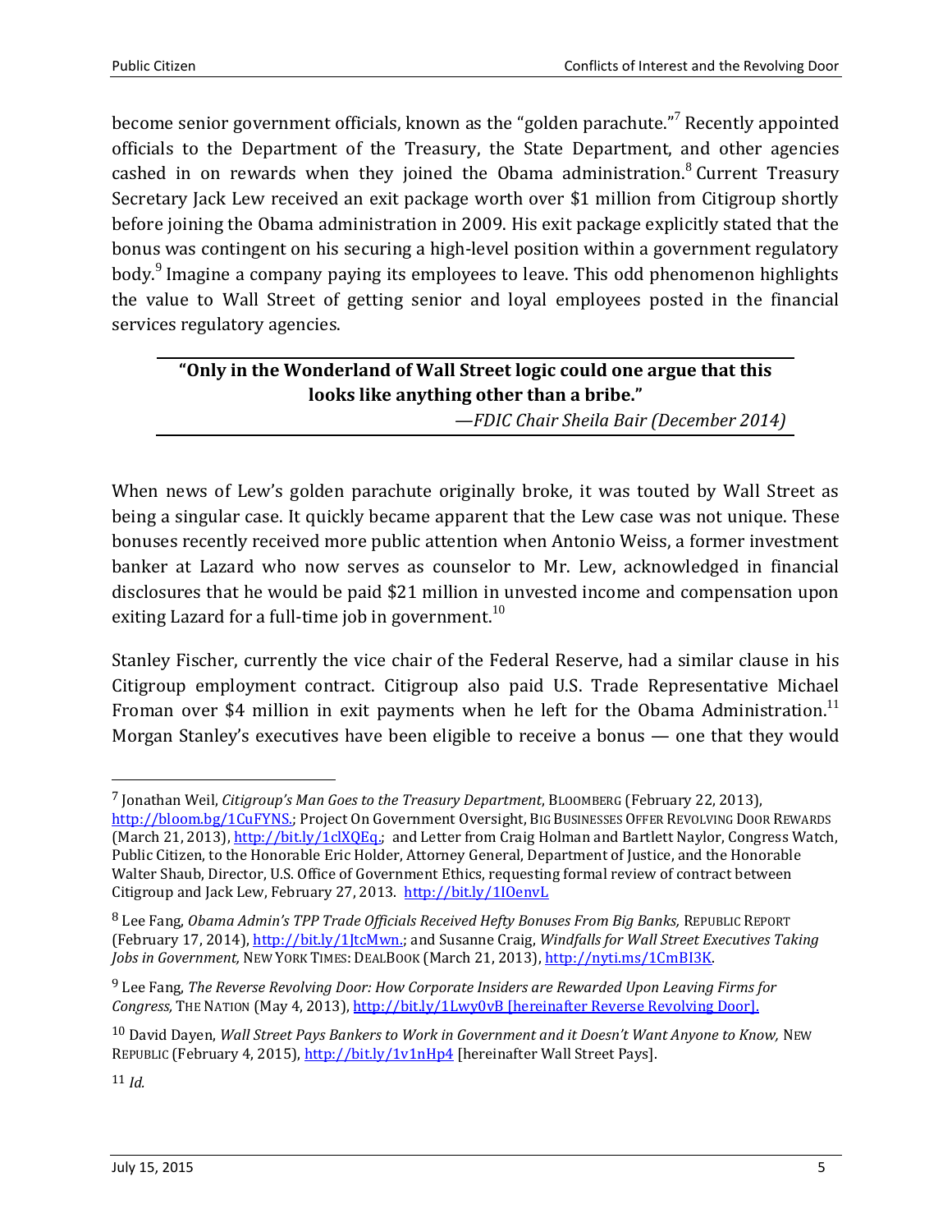become senior government officials, known as the "golden parachute."[7] Recently appointed officials to the Department of the Treasury, the State Department, and other agencies cashed in on rewards when they joined the Obama administration.[8] Current Treasury Secretary Jack Lew received an exit package worth over $1 million from Citigroup shortly before joining the Obama administration in 2009. His exit package explicitly stated that the bonus was contingent on his securing a high-level position within a government regulatory body.[9] Imagine a company paying its employees to leave. This odd phenomenon highlights the value to Wall Street of getting senior and loyal employees posted in the financial services regulatory agencies.

---

> **"Only in the Wonderland of Wall Street logic could one argue that this looks like anything other than a bribe."**
>
> *—FDIC Chair Sheila Bair (December 2014)*

---

When news of Lew's golden parachute originally broke, it was touted by Wall Street as being a singular case. It quickly became apparent that the Lew case was not unique. These bonuses recently received more public attention when Antonio Weiss, a former investment banker at Lazard who now serves as counselor to Mr. Lew, acknowledged in financial disclosures that he would be paid $21 million in unvested income and compensation upon exiting Lazard for a full-time job in government.[10]

Stanley Fischer, currently the vice chair of the Federal Reserve, had a similar clause in his Citigroup employment contract. Citigroup also paid U.S. Trade Representative Michael Froman over $4 million in exit payments when he left for the Obama Administration.[11] Morgan Stanley's executives have been eligible to receive a bonus — one that they would

---

[7] Jonathan Weil, *Citigroup's Man Goes to the Treasury Department*, BLOOMBERG (February 22, 2013), http://bloom.bg/1CuFYNS.; Project On Government Oversight, BIG BUSINESSES OFFER REVOLVING DOOR REWARDS (March 21, 2013), http://bit.ly/1clXQEq.; and Letter from Craig Holman and Bartlett Naylor, Congress Watch, Public Citizen, to the Honorable Eric Holder, Attorney General, Department of Justice, and the Honorable Walter Shaub, Director, U.S. Office of Government Ethics, requesting formal review of contract between Citigroup and Jack Lew, February 27, 2013. http://bit.ly/1IOenvL

[8] Lee Fang, *Obama Admin's TPP Trade Officials Received Hefty Bonuses From Big Banks,* REPUBLIC REPORT (February 17, 2014), http://bit.ly/1JtcMwn.; and Susanne Craig, *Windfalls for Wall Street Executives Taking Jobs in Government,* NEW YORK TIMES: DEALBOOK (March 21, 2013), http://nyti.ms/1CmBI3K.

[9] Lee Fang, *The Reverse Revolving Door: How Corporate Insiders are Rewarded Upon Leaving Firms for Congress,* THE NATION (May 4, 2013), http://bit.ly/1Lwy0vB [hereinafter Reverse Revolving Door].

[10] David Dayen, *Wall Street Pays Bankers to Work in Government and it Doesn't Want Anyone to Know,* NEW REPUBLIC (February 4, 2015), http://bit.ly/1v1nHp4 [hereinafter Wall Street Pays].

[11] *Id.*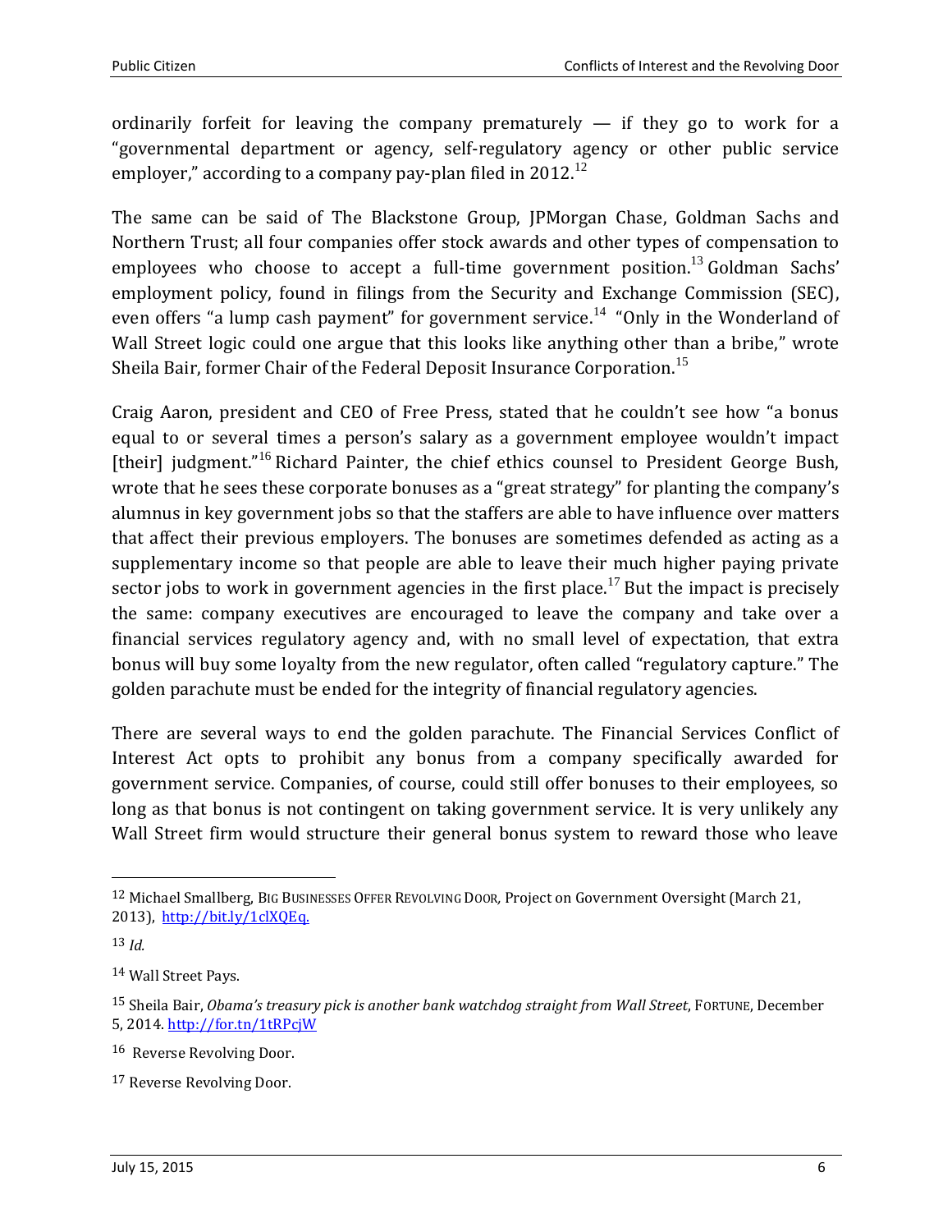ordinarily forfeit for leaving the company prematurely — if they go to work for a "governmental department or agency, self-regulatory agency or other public service employer," according to a company pay-plan filed in 2012.[12]

The same can be said of The Blackstone Group, JPMorgan Chase, Goldman Sachs and Northern Trust; all four companies offer stock awards and other types of compensation to employees who choose to accept a full-time government position.[13] Goldman Sachs' employment policy, found in filings from the Security and Exchange Commission (SEC), even offers "a lump cash payment" for government service.[14] "Only in the Wonderland of Wall Street logic could one argue that this looks like anything other than a bribe," wrote Sheila Bair, former Chair of the Federal Deposit Insurance Corporation.[15]

Craig Aaron, president and CEO of Free Press, stated that he couldn't see how "a bonus equal to or several times a person's salary as a government employee wouldn't impact [their] judgment."[16] Richard Painter, the chief ethics counsel to President George Bush, wrote that he sees these corporate bonuses as a "great strategy" for planting the company's alumnus in key government jobs so that the staffers are able to have influence over matters that affect their previous employers. The bonuses are sometimes defended as acting as a supplementary income so that people are able to leave their much higher paying private sector jobs to work in government agencies in the first place.[17] But the impact is precisely the same: company executives are encouraged to leave the company and take over a financial services regulatory agency and, with no small level of expectation, that extra bonus will buy some loyalty from the new regulator, often called "regulatory capture." The golden parachute must be ended for the integrity of financial regulatory agencies.

There are several ways to end the golden parachute. The Financial Services Conflict of Interest Act opts to prohibit any bonus from a company specifically awarded for government service. Companies, of course, could still offer bonuses to their employees, so long as that bonus is not contingent on taking government service. It is very unlikely any Wall Street firm would structure their general bonus system to reward those who leave

---

[12] Michael Smallberg, BIG BUSINESSES OFFER REVOLVING DOOR, Project on Government Oversight (March 21, 2013), http://bit.ly/1clXQEq.

[13] *Id.*

[14] Wall Street Pays.

[15] Sheila Bair, *Obama's treasury pick is another bank watchdog straight from Wall Street*, FORTUNE, December 5, 2014. http://for.tn/1tRPcjW

[16] Reverse Revolving Door.

[17] Reverse Revolving Door.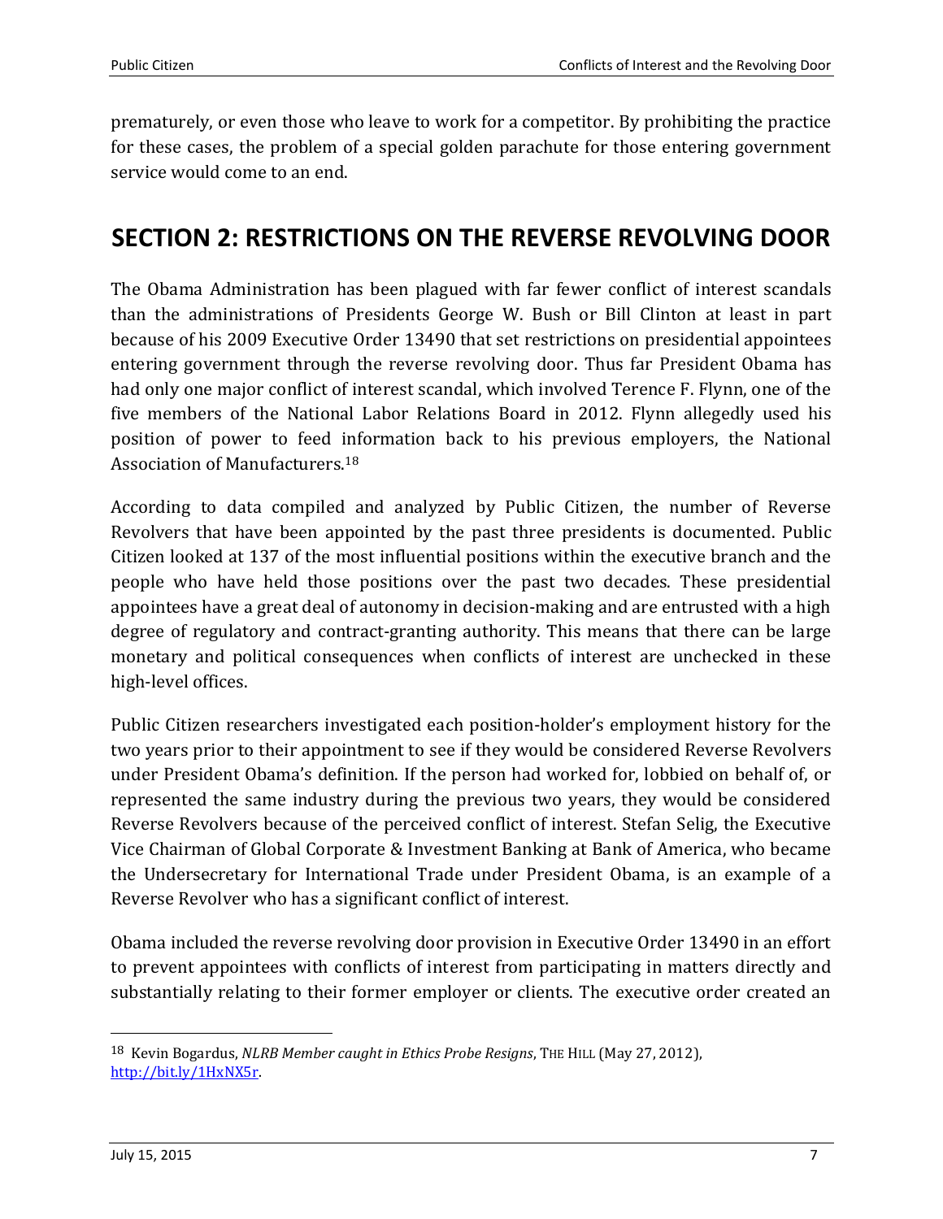prematurely, or even those who leave to work for a competitor. By prohibiting the practice for these cases, the problem of a special golden parachute for those entering government service would come to an end.

## SECTION 2: RESTRICTIONS ON THE REVERSE REVOLVING DOOR

The Obama Administration has been plagued with far fewer conflict of interest scandals than the administrations of Presidents George W. Bush or Bill Clinton at least in part because of his 2009 Executive Order 13490 that set restrictions on presidential appointees entering government through the reverse revolving door. Thus far President Obama has had only one major conflict of interest scandal, which involved Terence F. Flynn, one of the five members of the National Labor Relations Board in 2012. Flynn allegedly used his position of power to feed information back to his previous employers, the National Association of Manufacturers.[18]

According to data compiled and analyzed by Public Citizen, the number of Reverse Revolvers that have been appointed by the past three presidents is documented. Public Citizen looked at 137 of the most influential positions within the executive branch and the people who have held those positions over the past two decades. These presidential appointees have a great deal of autonomy in decision-making and are entrusted with a high degree of regulatory and contract-granting authority. This means that there can be large monetary and political consequences when conflicts of interest are unchecked in these high-level offices.

Public Citizen researchers investigated each position-holder's employment history for the two years prior to their appointment to see if they would be considered Reverse Revolvers under President Obama's definition. If the person had worked for, lobbied on behalf of, or represented the same industry during the previous two years, they would be considered Reverse Revolvers because of the perceived conflict of interest. Stefan Selig, the Executive Vice Chairman of Global Corporate & Investment Banking at Bank of America, who became the Undersecretary for International Trade under President Obama, is an example of a Reverse Revolver who has a significant conflict of interest.

Obama included the reverse revolving door provision in Executive Order 13490 in an effort to prevent appointees with conflicts of interest from participating in matters directly and substantially relating to their former employer or clients. The executive order created an

---

[18] Kevin Bogardus, *NLRB Member caught in Ethics Probe Resigns*, THE HILL (May 27, 2012), http://bit.ly/1HxNX5r.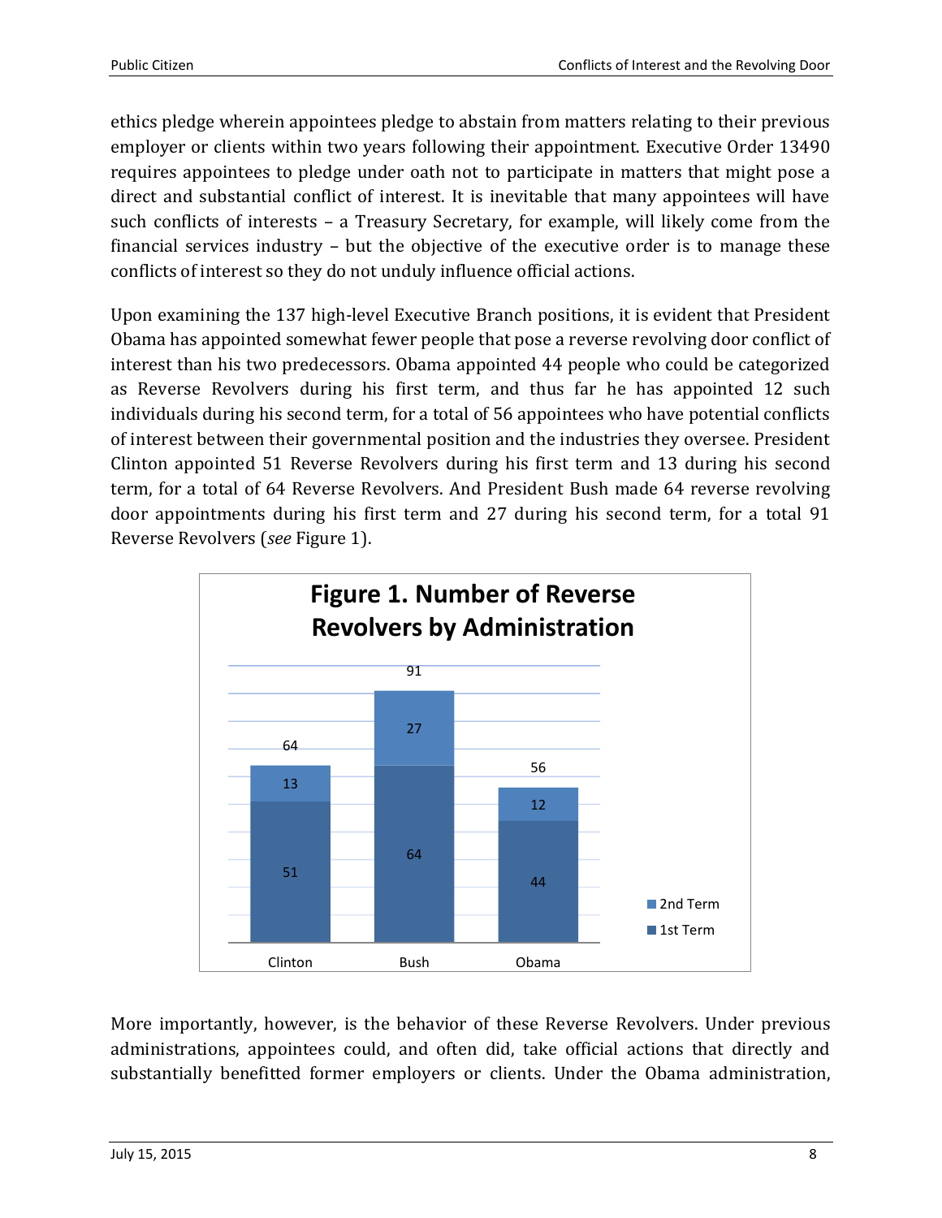ethics pledge wherein appointees pledge to abstain from matters relating to their previous employer or clients within two years following their appointment. Executive Order 13490 requires appointees to pledge under oath not to participate in matters that might pose a direct and substantial conflict of interest. It is inevitable that many appointees will have such conflicts of interests – a Treasury Secretary, for example, will likely come from the financial services industry – but the objective of the executive order is to manage these conflicts of interest so they do not unduly influence official actions.

Upon examining the 137 high-level Executive Branch positions, it is evident that President Obama has appointed somewhat fewer people that pose a reverse revolving door conflict of interest than his two predecessors. Obama appointed 44 people who could be categorized as Reverse Revolvers during his first term, and thus far he has appointed 12 such individuals during his second term, for a total of 56 appointees who have potential conflicts of interest between their governmental position and the industries they oversee. President Clinton appointed 51 Reverse Revolvers during his first term and 13 during his second term, for a total of 64 Reverse Revolvers. And President Bush made 64 reverse revolving door appointments during his first term and 27 during his second term, for a total 91 Reverse Revolvers (*see* Figure 1).

**Figure 1. Number of Reverse Revolvers by Administration**

| Administration | 1st Term | 2nd Term | Total |
|---|---|---|---|
| Clinton | 51 | 13 | 64 |
| Bush | 64 | 27 | 91 |
| Obama | 44 | 12 | 56 |

More importantly, however, is the behavior of these Reverse Revolvers. Under previous administrations, appointees could, and often did, take official actions that directly and substantially benefitted former employers or clients. Under the Obama administration,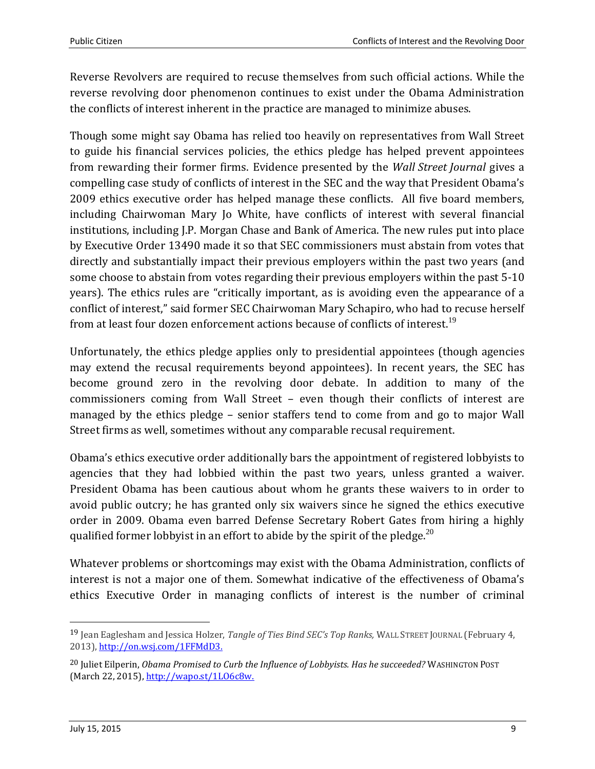Reverse Revolvers are required to recuse themselves from such official actions. While the reverse revolving door phenomenon continues to exist under the Obama Administration the conflicts of interest inherent in the practice are managed to minimize abuses.

Though some might say Obama has relied too heavily on representatives from Wall Street to guide his financial services policies, the ethics pledge has helped prevent appointees from rewarding their former firms. Evidence presented by the *Wall Street Journal* gives a compelling case study of conflicts of interest in the SEC and the way that President Obama's 2009 ethics executive order has helped manage these conflicts. All five board members, including Chairwoman Mary Jo White, have conflicts of interest with several financial institutions, including J.P. Morgan Chase and Bank of America. The new rules put into place by Executive Order 13490 made it so that SEC commissioners must abstain from votes that directly and substantially impact their previous employers within the past two years (and some choose to abstain from votes regarding their previous employers within the past 5-10 years). The ethics rules are "critically important, as is avoiding even the appearance of a conflict of interest," said former SEC Chairwoman Mary Schapiro, who had to recuse herself from at least four dozen enforcement actions because of conflicts of interest.[19]

Unfortunately, the ethics pledge applies only to presidential appointees (though agencies may extend the recusal requirements beyond appointees). In recent years, the SEC has become ground zero in the revolving door debate. In addition to many of the commissioners coming from Wall Street – even though their conflicts of interest are managed by the ethics pledge – senior staffers tend to come from and go to major Wall Street firms as well, sometimes without any comparable recusal requirement.

Obama's ethics executive order additionally bars the appointment of registered lobbyists to agencies that they had lobbied within the past two years, unless granted a waiver. President Obama has been cautious about whom he grants these waivers to in order to avoid public outcry; he has granted only six waivers since he signed the ethics executive order in 2009. Obama even barred Defense Secretary Robert Gates from hiring a highly qualified former lobbyist in an effort to abide by the spirit of the pledge.[20]

Whatever problems or shortcomings may exist with the Obama Administration, conflicts of interest is not a major one of them. Somewhat indicative of the effectiveness of Obama's ethics Executive Order in managing conflicts of interest is the number of criminal

---

[19] Jean Eaglesham and Jessica Holzer, *Tangle of Ties Bind SEC's Top Ranks,* WALL STREET JOURNAL (February 4, 2013), http://on.wsj.com/1FFMdD3.

[20] Juliet Eilperin, *Obama Promised to Curb the Influence of Lobbyists. Has he succeeded?* WASHINGTON POST (March 22, 2015), http://wapo.st/1LO6c8w.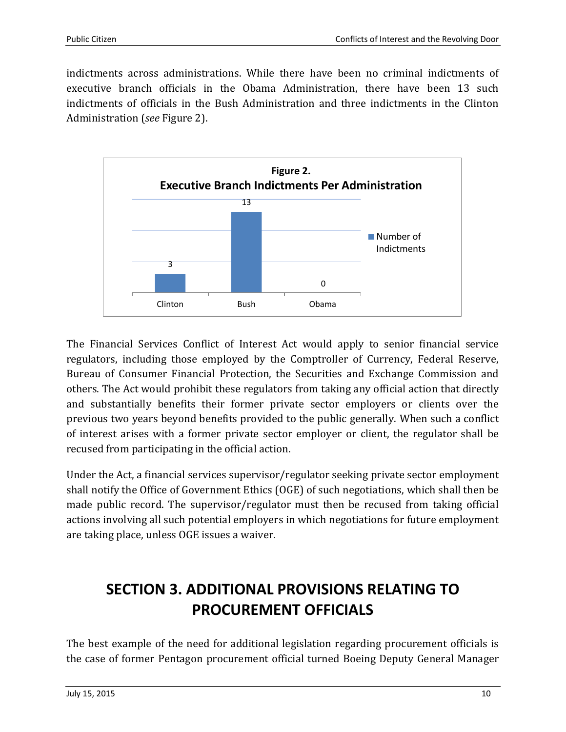indictments across administrations. While there have been no criminal indictments of executive branch officials in the Obama Administration, there have been 13 such indictments of officials in the Bush Administration and three indictments in the Clinton Administration (*see* Figure 2).

**Figure 2.**
**Executive Branch Indictments Per Administration**

| | Number of Indictments |
|---|---|
| Clinton | 3 |
| Bush | 13 |
| Obama | 0 |

The Financial Services Conflict of Interest Act would apply to senior financial service regulators, including those employed by the Comptroller of Currency, Federal Reserve, Bureau of Consumer Financial Protection, the Securities and Exchange Commission and others. The Act would prohibit these regulators from taking any official action that directly and substantially benefits their former private sector employers or clients over the previous two years beyond benefits provided to the public generally. When such a conflict of interest arises with a former private sector employer or client, the regulator shall be recused from participating in the official action.

Under the Act, a financial services supervisor/regulator seeking private sector employment shall notify the Office of Government Ethics (OGE) of such negotiations, which shall then be made public record. The supervisor/regulator must then be recused from taking official actions involving all such potential employers in which negotiations for future employment are taking place, unless OGE issues a waiver.

# SECTION 3. ADDITIONAL PROVISIONS RELATING TO PROCUREMENT OFFICIALS

The best example of the need for additional legislation regarding procurement officials is the case of former Pentagon procurement official turned Boeing Deputy General Manager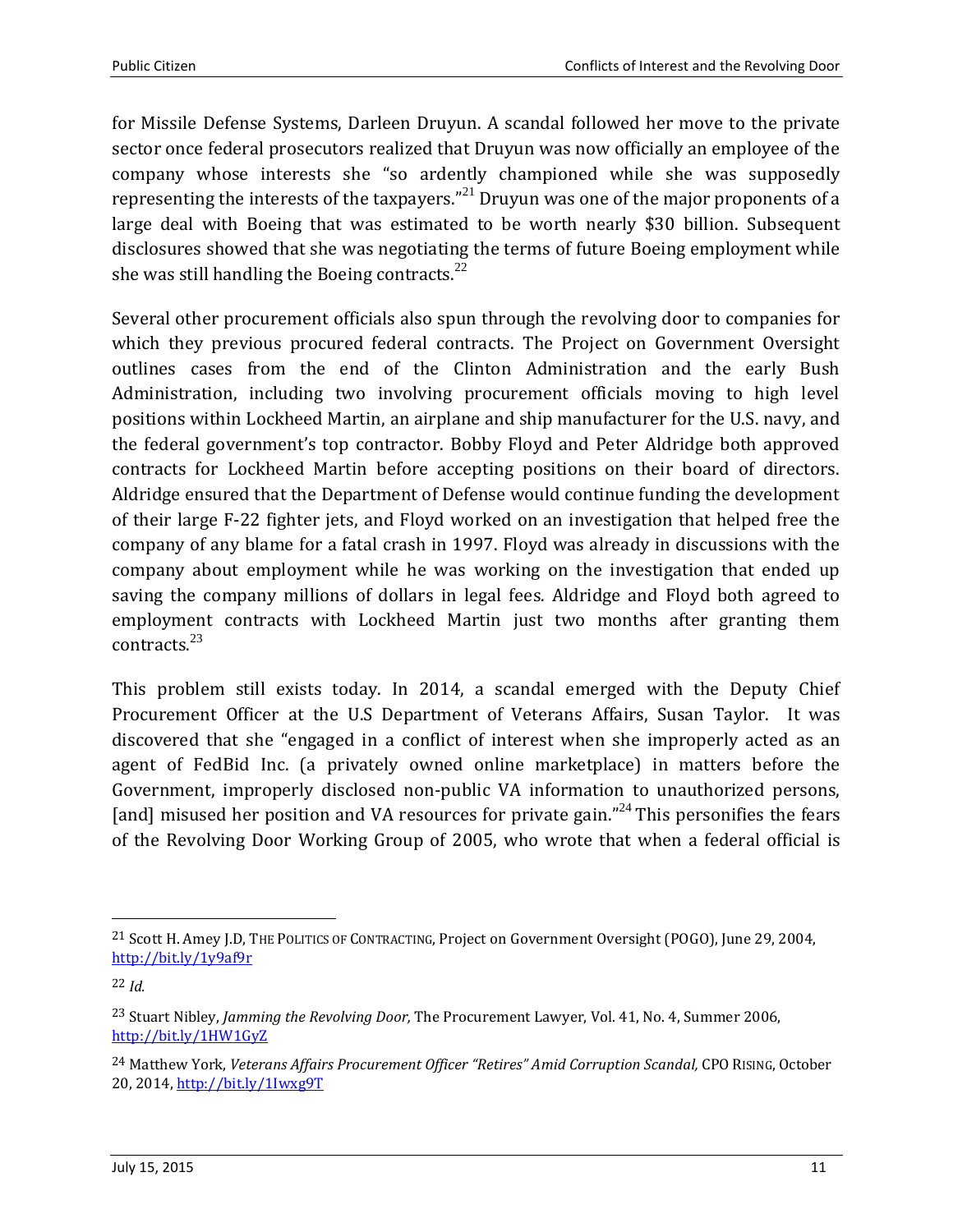for Missile Defense Systems, Darleen Druyun. A scandal followed her move to the private sector once federal prosecutors realized that Druyun was now officially an employee of the company whose interests she "so ardently championed while she was supposedly representing the interests of the taxpayers."[21] Druyun was one of the major proponents of a large deal with Boeing that was estimated to be worth nearly $30 billion. Subsequent disclosures showed that she was negotiating the terms of future Boeing employment while she was still handling the Boeing contracts.[22]

Several other procurement officials also spun through the revolving door to companies for which they previous procured federal contracts. The Project on Government Oversight outlines cases from the end of the Clinton Administration and the early Bush Administration, including two involving procurement officials moving to high level positions within Lockheed Martin, an airplane and ship manufacturer for the U.S. navy, and the federal government's top contractor. Bobby Floyd and Peter Aldridge both approved contracts for Lockheed Martin before accepting positions on their board of directors. Aldridge ensured that the Department of Defense would continue funding the development of their large F-22 fighter jets, and Floyd worked on an investigation that helped free the company of any blame for a fatal crash in 1997. Floyd was already in discussions with the company about employment while he was working on the investigation that ended up saving the company millions of dollars in legal fees. Aldridge and Floyd both agreed to employment contracts with Lockheed Martin just two months after granting them contracts.[23]

This problem still exists today. In 2014, a scandal emerged with the Deputy Chief Procurement Officer at the U.S Department of Veterans Affairs, Susan Taylor. It was discovered that she "engaged in a conflict of interest when she improperly acted as an agent of FedBid Inc. (a privately owned online marketplace) in matters before the Government, improperly disclosed non-public VA information to unauthorized persons, [and] misused her position and VA resources for private gain."[24] This personifies the fears of the Revolving Door Working Group of 2005, who wrote that when a federal official is

---

[21] Scott H. Amey J.D, THE POLITICS OF CONTRACTING, Project on Government Oversight (POGO), June 29, 2004, http://bit.ly/1y9af9r

[22] *Id.*

[23] Stuart Nibley, *Jamming the Revolving Door,* The Procurement Lawyer, Vol. 41, No. 4, Summer 2006, http://bit.ly/1HW1GyZ

[24] Matthew York, *Veterans Affairs Procurement Officer "Retires" Amid Corruption Scandal,* CPO RISING, October 20, 2014, http://bit.ly/1Iwxg9T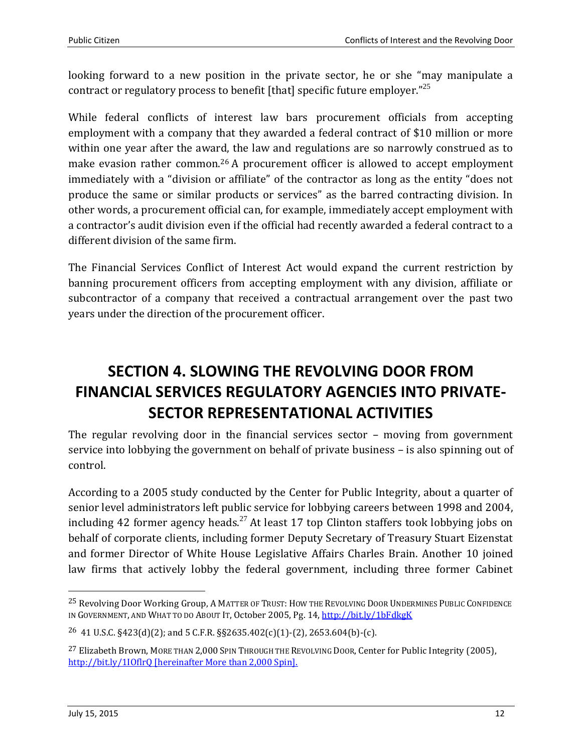looking forward to a new position in the private sector, he or she "may manipulate a contract or regulatory process to benefit [that] specific future employer."[25]

While federal conflicts of interest law bars procurement officials from accepting employment with a company that they awarded a federal contract of $10 million or more within one year after the award, the law and regulations are so narrowly construed as to make evasion rather common.[26] A procurement officer is allowed to accept employment immediately with a "division or affiliate" of the contractor as long as the entity "does not produce the same or similar products or services" as the barred contracting division. In other words, a procurement official can, for example, immediately accept employment with a contractor's audit division even if the official had recently awarded a federal contract to a different division of the same firm.

The Financial Services Conflict of Interest Act would expand the current restriction by banning procurement officers from accepting employment with any division, affiliate or subcontractor of a company that received a contractual arrangement over the past two years under the direction of the procurement officer.

# SECTION 4. SLOWING THE REVOLVING DOOR FROM FINANCIAL SERVICES REGULATORY AGENCIES INTO PRIVATE-SECTOR REPRESENTATIONAL ACTIVITIES

The regular revolving door in the financial services sector – moving from government service into lobbying the government on behalf of private business – is also spinning out of control.

According to a 2005 study conducted by the Center for Public Integrity, about a quarter of senior level administrators left public service for lobbying careers between 1998 and 2004, including 42 former agency heads.[27] At least 17 top Clinton staffers took lobbying jobs on behalf of corporate clients, including former Deputy Secretary of Treasury Stuart Eizenstat and former Director of White House Legislative Affairs Charles Brain. Another 10 joined law firms that actively lobby the federal government, including three former Cabinet

---

[25] Revolving Door Working Group, A MATTER OF TRUST: HOW THE REVOLVING DOOR UNDERMINES PUBLIC CONFIDENCE IN GOVERNMENT, AND WHAT TO DO ABOUT IT, October 2005, Pg. 14, http://bit.ly/1bFdkgK

[26] 41 U.S.C. §423(d)(2); and 5 C.F.R. §§2635.402(c)(1)-(2), 2653.604(b)-(c).

[27] Elizabeth Brown, MORE THAN 2,000 SPIN THROUGH THE REVOLVING DOOR, Center for Public Integrity (2005), http://bit.ly/1IOflrQ [hereinafter More than 2,000 Spin].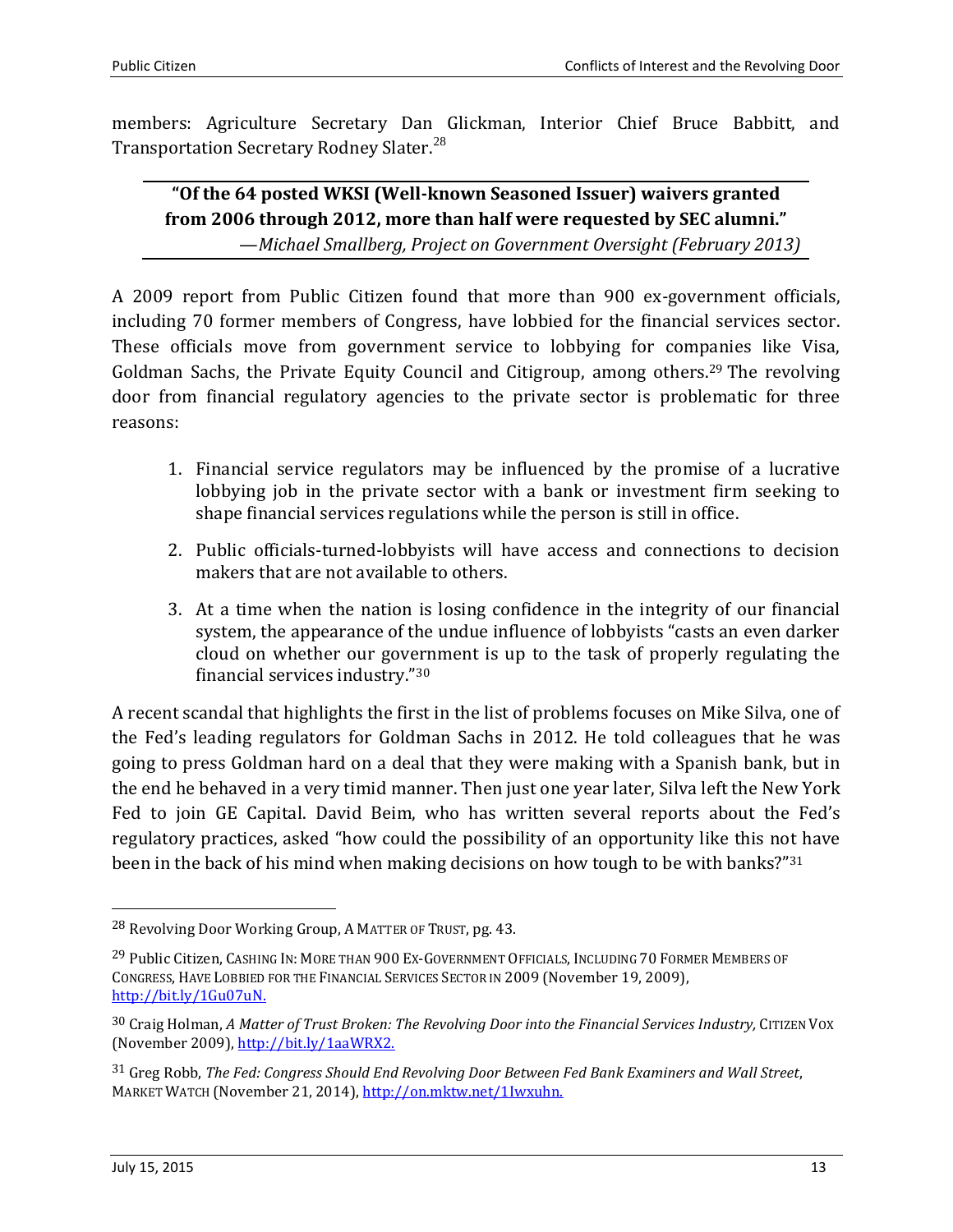members: Agriculture Secretary Dan Glickman, Interior Chief Bruce Babbitt, and Transportation Secretary Rodney Slater.[28]

---

**"Of the 64 posted WKSI (Well-known Seasoned Issuer) waivers granted from 2006 through 2012, more than half were requested by SEC alumni."**
*—Michael Smallberg, Project on Government Oversight (February 2013)*

---

A 2009 report from Public Citizen found that more than 900 ex-government officials, including 70 former members of Congress, have lobbied for the financial services sector. These officials move from government service to lobbying for companies like Visa, Goldman Sachs, the Private Equity Council and Citigroup, among others.[29] The revolving door from financial regulatory agencies to the private sector is problematic for three reasons:

1. Financial service regulators may be influenced by the promise of a lucrative lobbying job in the private sector with a bank or investment firm seeking to shape financial services regulations while the person is still in office.
2. Public officials-turned-lobbyists will have access and connections to decision makers that are not available to others.
3. At a time when the nation is losing confidence in the integrity of our financial system, the appearance of the undue influence of lobbyists "casts an even darker cloud on whether our government is up to the task of properly regulating the financial services industry."[30]

A recent scandal that highlights the first in the list of problems focuses on Mike Silva, one of the Fed's leading regulators for Goldman Sachs in 2012. He told colleagues that he was going to press Goldman hard on a deal that they were making with a Spanish bank, but in the end he behaved in a very timid manner. Then just one year later, Silva left the New York Fed to join GE Capital. David Beim, who has written several reports about the Fed's regulatory practices, asked "how could the possibility of an opportunity like this not have been in the back of his mind when making decisions on how tough to be with banks?"[31]

---

[28] Revolving Door Working Group, A MATTER OF TRUST, pg. 43.

[29] Public Citizen, CASHING IN: MORE THAN 900 EX-GOVERNMENT OFFICIALS, INCLUDING 70 FORMER MEMBERS OF CONGRESS, HAVE LOBBIED FOR THE FINANCIAL SERVICES SECTOR IN 2009 (November 19, 2009), http://bit.ly/1Gu07uN.

[30] Craig Holman, *A Matter of Trust Broken: The Revolving Door into the Financial Services Industry,* CITIZEN VOX (November 2009), http://bit.ly/1aaWRX2.

[31] Greg Robb, *The Fed: Congress Should End Revolving Door Between Fed Bank Examiners and Wall Street*, MARKET WATCH (November 21, 2014), http://on.mktw.net/1Iwxuhn.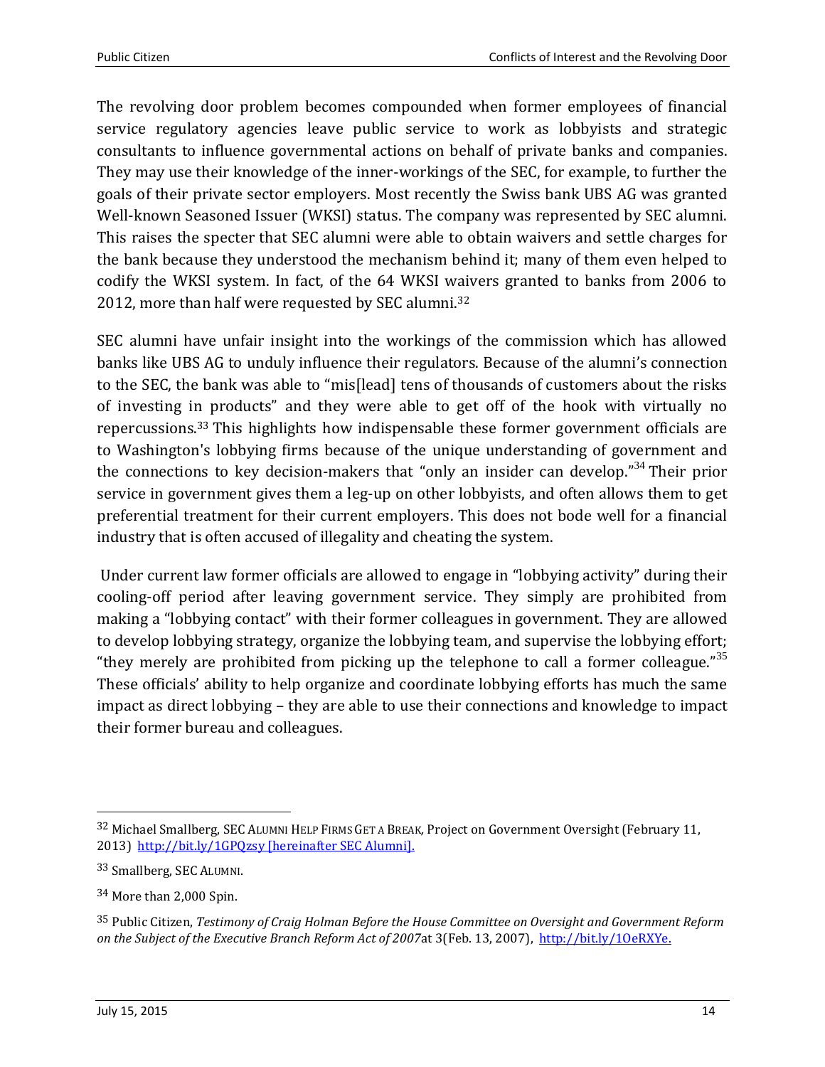The revolving door problem becomes compounded when former employees of financial service regulatory agencies leave public service to work as lobbyists and strategic consultants to influence governmental actions on behalf of private banks and companies. They may use their knowledge of the inner-workings of the SEC, for example, to further the goals of their private sector employers. Most recently the Swiss bank UBS AG was granted Well-known Seasoned Issuer (WKSI) status. The company was represented by SEC alumni. This raises the specter that SEC alumni were able to obtain waivers and settle charges for the bank because they understood the mechanism behind it; many of them even helped to codify the WKSI system. In fact, of the 64 WKSI waivers granted to banks from 2006 to 2012, more than half were requested by SEC alumni.[32]

SEC alumni have unfair insight into the workings of the commission which has allowed banks like UBS AG to unduly influence their regulators. Because of the alumni's connection to the SEC, the bank was able to "mis[lead] tens of thousands of customers about the risks of investing in products" and they were able to get off of the hook with virtually no repercussions.[33] This highlights how indispensable these former government officials are to Washington's lobbying firms because of the unique understanding of government and the connections to key decision-makers that "only an insider can develop."[34] Their prior service in government gives them a leg-up on other lobbyists, and often allows them to get preferential treatment for their current employers. This does not bode well for a financial industry that is often accused of illegality and cheating the system.

Under current law former officials are allowed to engage in "lobbying activity" during their cooling-off period after leaving government service. They simply are prohibited from making a "lobbying contact" with their former colleagues in government. They are allowed to develop lobbying strategy, organize the lobbying team, and supervise the lobbying effort; "they merely are prohibited from picking up the telephone to call a former colleague."[35] These officials' ability to help organize and coordinate lobbying efforts has much the same impact as direct lobbying – they are able to use their connections and knowledge to impact their former bureau and colleagues.

---

[32] Michael Smallberg, SEC ALUMNI HELP FIRMS GET A BREAK, Project on Government Oversight (February 11, 2013) [http://bit.ly/1GPQzsy [hereinafter SEC Alumni].](http://bit.ly/1GPQzsy)

[33] Smallberg, SEC ALUMNI.

[34] More than 2,000 Spin.

[35] Public Citizen, *Testimony of Craig Holman Before the House Committee on Oversight and Government Reform on the Subject of the Executive Branch Reform Act of 2007*at 3(Feb. 13, 2007), [http://bit.ly/1OeRXYe.](http://bit.ly/1OeRXYe)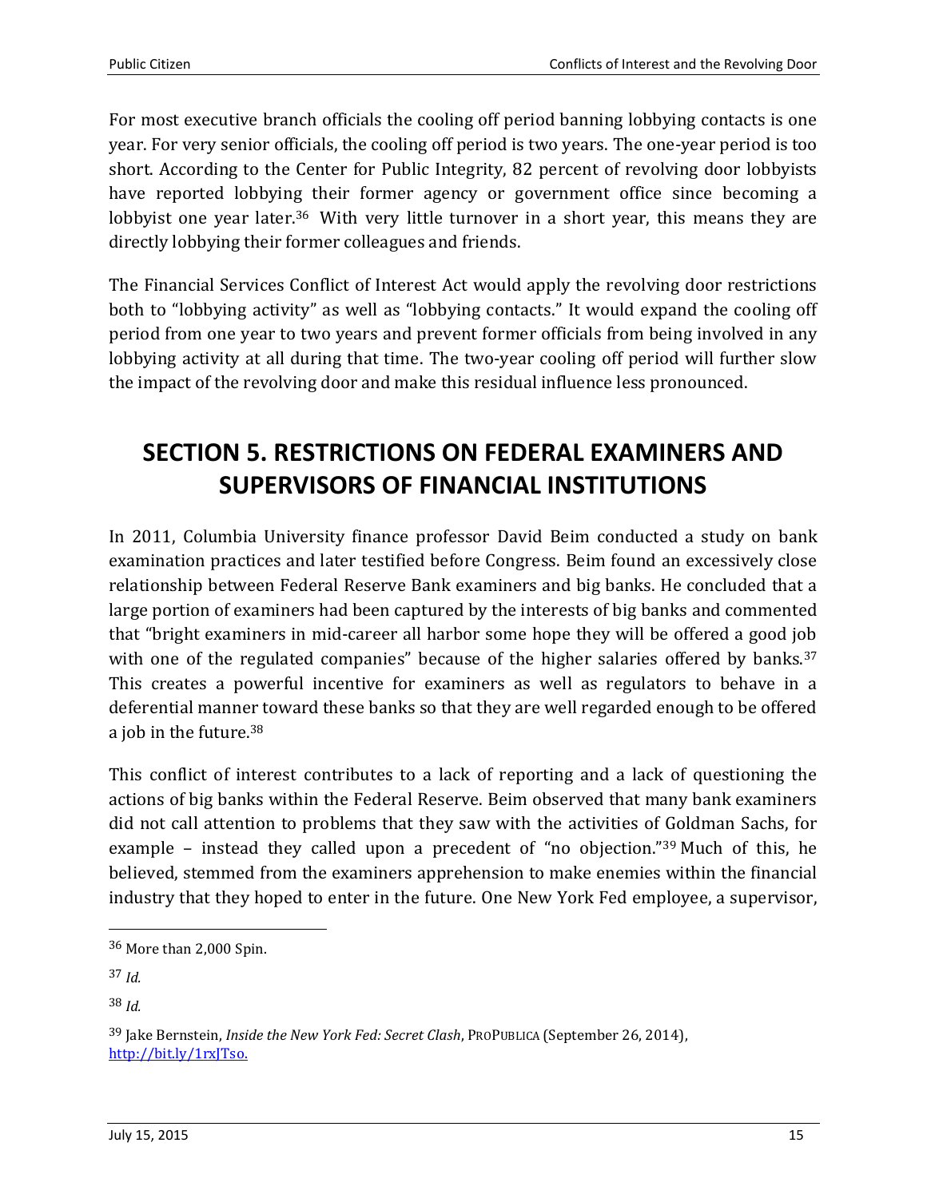For most executive branch officials the cooling off period banning lobbying contacts is one year. For very senior officials, the cooling off period is two years. The one-year period is too short. According to the Center for Public Integrity, 82 percent of revolving door lobbyists have reported lobbying their former agency or government office since becoming a lobbyist one year later.[36] With very little turnover in a short year, this means they are directly lobbying their former colleagues and friends.

The Financial Services Conflict of Interest Act would apply the revolving door restrictions both to "lobbying activity" as well as "lobbying contacts." It would expand the cooling off period from one year to two years and prevent former officials from being involved in any lobbying activity at all during that time. The two-year cooling off period will further slow the impact of the revolving door and make this residual influence less pronounced.

# SECTION 5. RESTRICTIONS ON FEDERAL EXAMINERS AND SUPERVISORS OF FINANCIAL INSTITUTIONS

In 2011, Columbia University finance professor David Beim conducted a study on bank examination practices and later testified before Congress. Beim found an excessively close relationship between Federal Reserve Bank examiners and big banks. He concluded that a large portion of examiners had been captured by the interests of big banks and commented that "bright examiners in mid-career all harbor some hope they will be offered a good job with one of the regulated companies" because of the higher salaries offered by banks.[37] This creates a powerful incentive for examiners as well as regulators to behave in a deferential manner toward these banks so that they are well regarded enough to be offered a job in the future.[38]

This conflict of interest contributes to a lack of reporting and a lack of questioning the actions of big banks within the Federal Reserve. Beim observed that many bank examiners did not call attention to problems that they saw with the activities of Goldman Sachs, for example – instead they called upon a precedent of "no objection."[39] Much of this, he believed, stemmed from the examiners apprehension to make enemies within the financial industry that they hoped to enter in the future. One New York Fed employee, a supervisor,

---

[36] More than 2,000 Spin.

[37] *Id.*

[38] *Id.*

[39] Jake Bernstein, *Inside the New York Fed: Secret Clash*, PROPUBLICA (September 26, 2014), http://bit.ly/1rxJTso.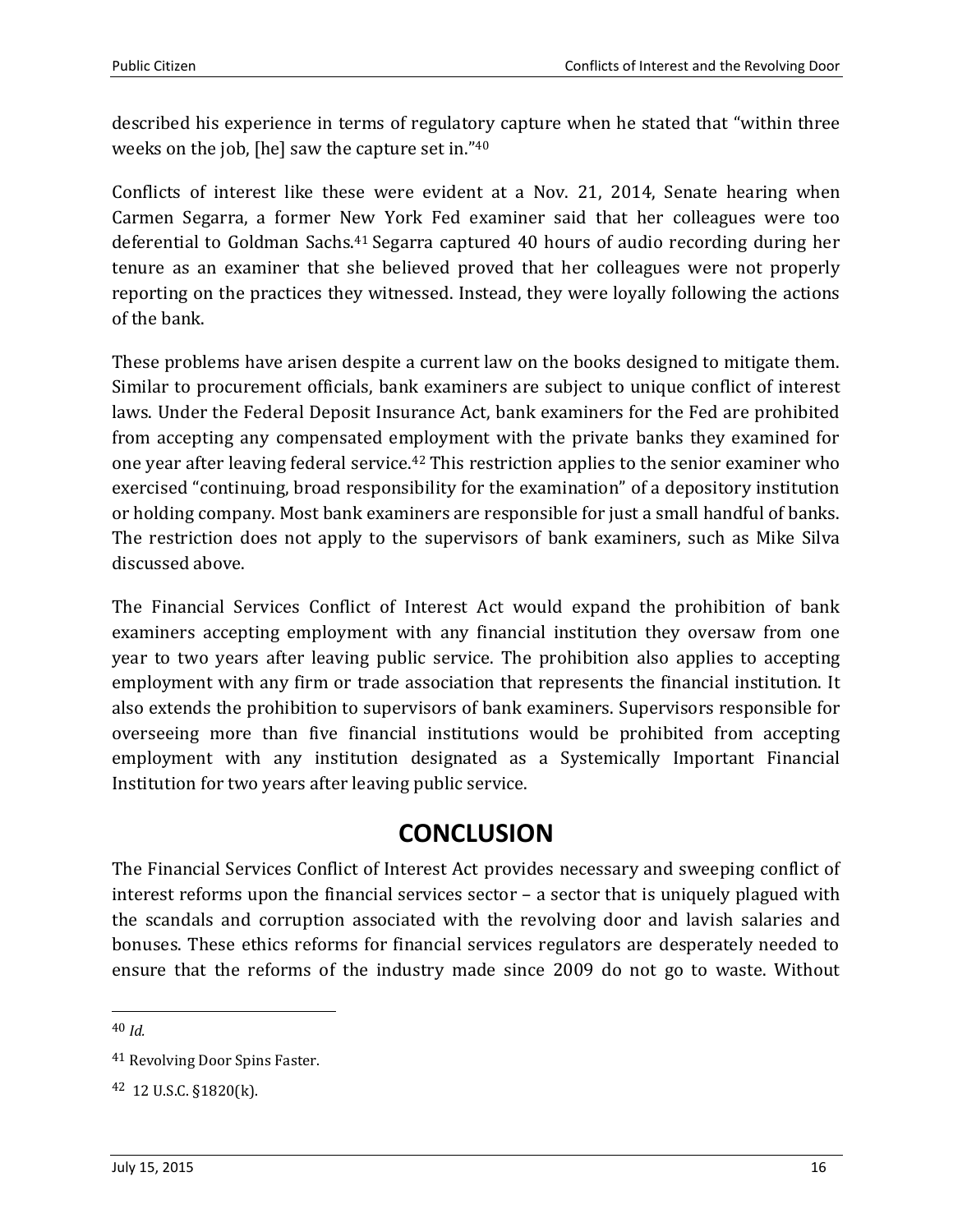described his experience in terms of regulatory capture when he stated that "within three weeks on the job, [he] saw the capture set in."[40]

Conflicts of interest like these were evident at a Nov. 21, 2014, Senate hearing when Carmen Segarra, a former New York Fed examiner said that her colleagues were too deferential to Goldman Sachs.[41] Segarra captured 40 hours of audio recording during her tenure as an examiner that she believed proved that her colleagues were not properly reporting on the practices they witnessed. Instead, they were loyally following the actions of the bank.

These problems have arisen despite a current law on the books designed to mitigate them. Similar to procurement officials, bank examiners are subject to unique conflict of interest laws. Under the Federal Deposit Insurance Act, bank examiners for the Fed are prohibited from accepting any compensated employment with the private banks they examined for one year after leaving federal service.[42] This restriction applies to the senior examiner who exercised "continuing, broad responsibility for the examination" of a depository institution or holding company. Most bank examiners are responsible for just a small handful of banks. The restriction does not apply to the supervisors of bank examiners, such as Mike Silva discussed above.

The Financial Services Conflict of Interest Act would expand the prohibition of bank examiners accepting employment with any financial institution they oversaw from one year to two years after leaving public service. The prohibition also applies to accepting employment with any firm or trade association that represents the financial institution. It also extends the prohibition to supervisors of bank examiners. Supervisors responsible for overseeing more than five financial institutions would be prohibited from accepting employment with any institution designated as a Systemically Important Financial Institution for two years after leaving public service.

## CONCLUSION

The Financial Services Conflict of Interest Act provides necessary and sweeping conflict of interest reforms upon the financial services sector – a sector that is uniquely plagued with the scandals and corruption associated with the revolving door and lavish salaries and bonuses. These ethics reforms for financial services regulators are desperately needed to ensure that the reforms of the industry made since 2009 do not go to waste. Without

---

[40] *Id.*

[41] Revolving Door Spins Faster.

[42] 12 U.S.C. §1820(k).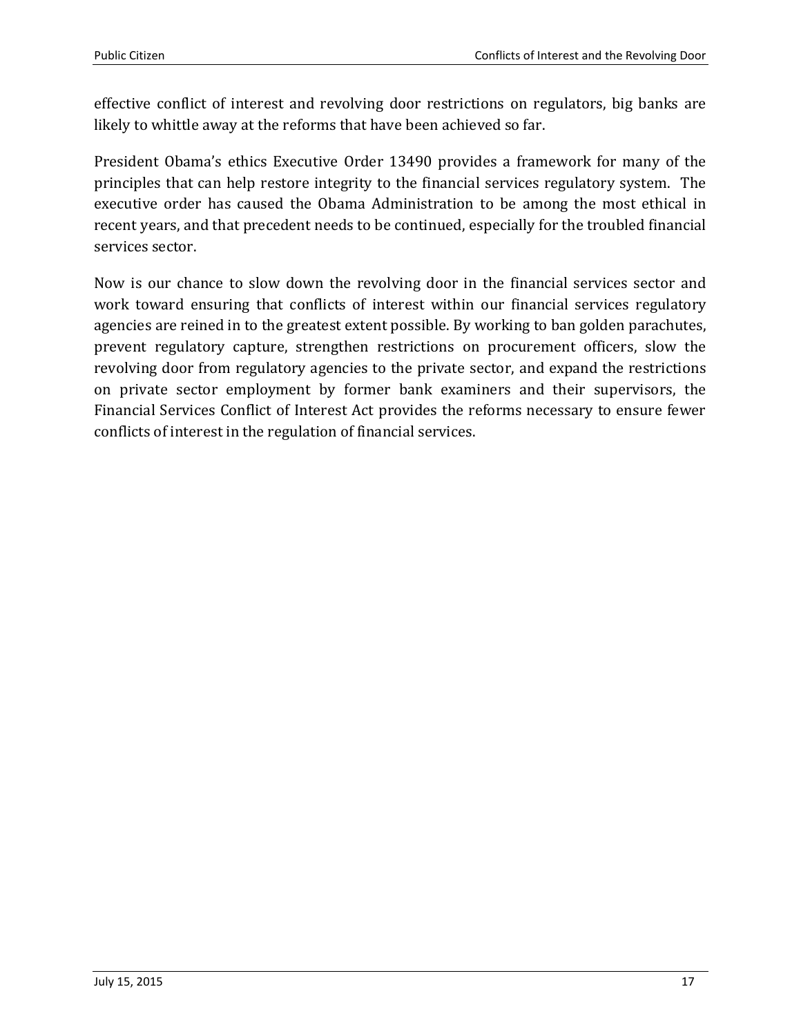effective conflict of interest and revolving door restrictions on regulators, big banks are likely to whittle away at the reforms that have been achieved so far.

President Obama's ethics Executive Order 13490 provides a framework for many of the principles that can help restore integrity to the financial services regulatory system. The executive order has caused the Obama Administration to be among the most ethical in recent years, and that precedent needs to be continued, especially for the troubled financial services sector.

Now is our chance to slow down the revolving door in the financial services sector and work toward ensuring that conflicts of interest within our financial services regulatory agencies are reined in to the greatest extent possible. By working to ban golden parachutes, prevent regulatory capture, strengthen restrictions on procurement officers, slow the revolving door from regulatory agencies to the private sector, and expand the restrictions on private sector employment by former bank examiners and their supervisors, the Financial Services Conflict of Interest Act provides the reforms necessary to ensure fewer conflicts of interest in the regulation of financial services.